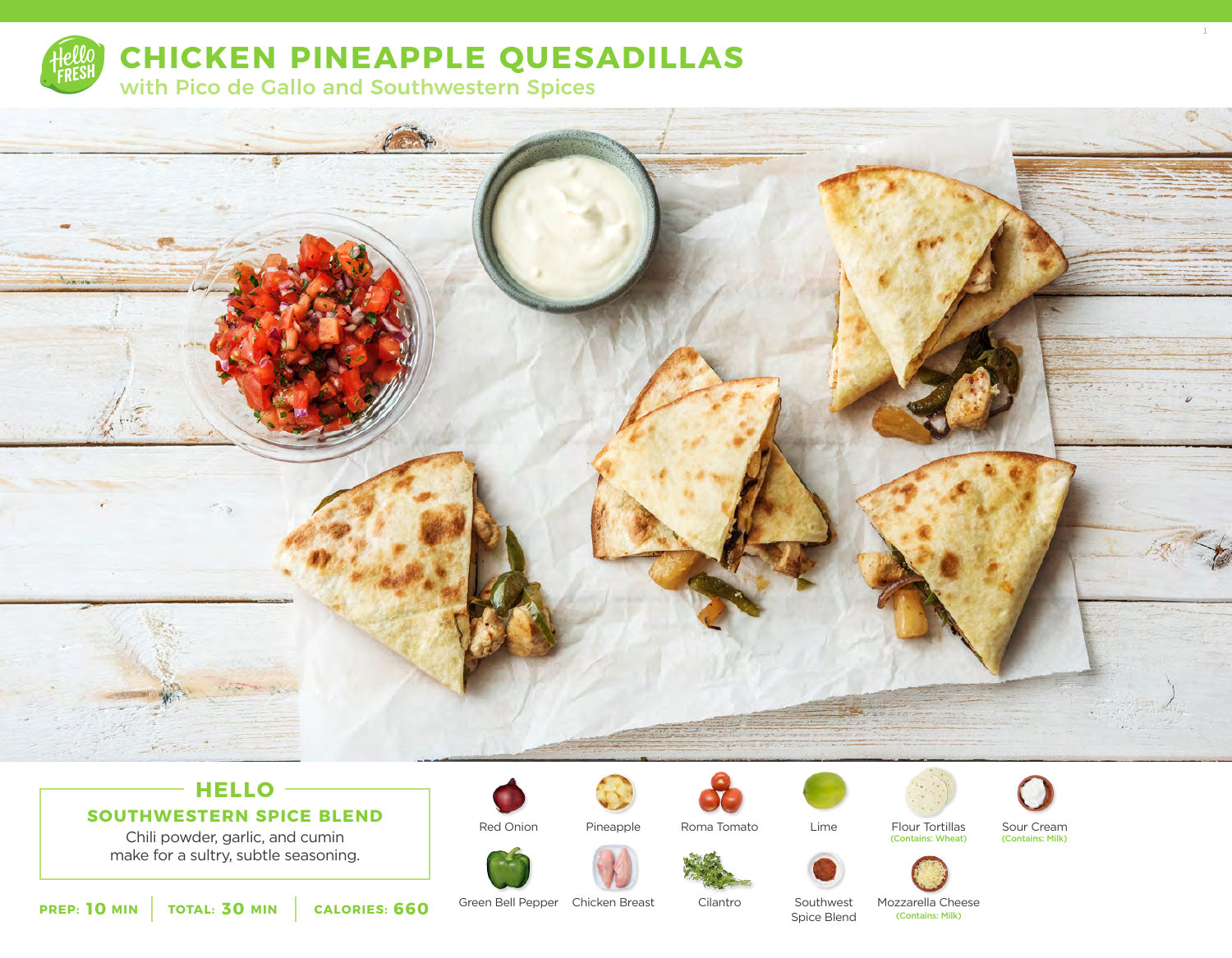# CHICKEN PINEAPPLE QUESADILLAS

## with Pico de Gallo and Southwestern Spices

### HELLO

**SOUTHWESTERN SPICE BLEND**

Chili powder, garlic, and cumin make for a sultry, subtle seasoning.

**PREP: 10 MIN** | **TOTAL: 30 MIN** | **CALORIES: 660**

- Red Onion
- Pineapple
- Roma Tomato
- Lime
- Flour Tortillas (Contains: Wheat)
- Sour Cream (Contains: Milk)
- Green Bell Pepper
- Chicken Breast
- Cilantro
- Southwest Spice Blend
- Mozzarella Cheese (Contains: Milk)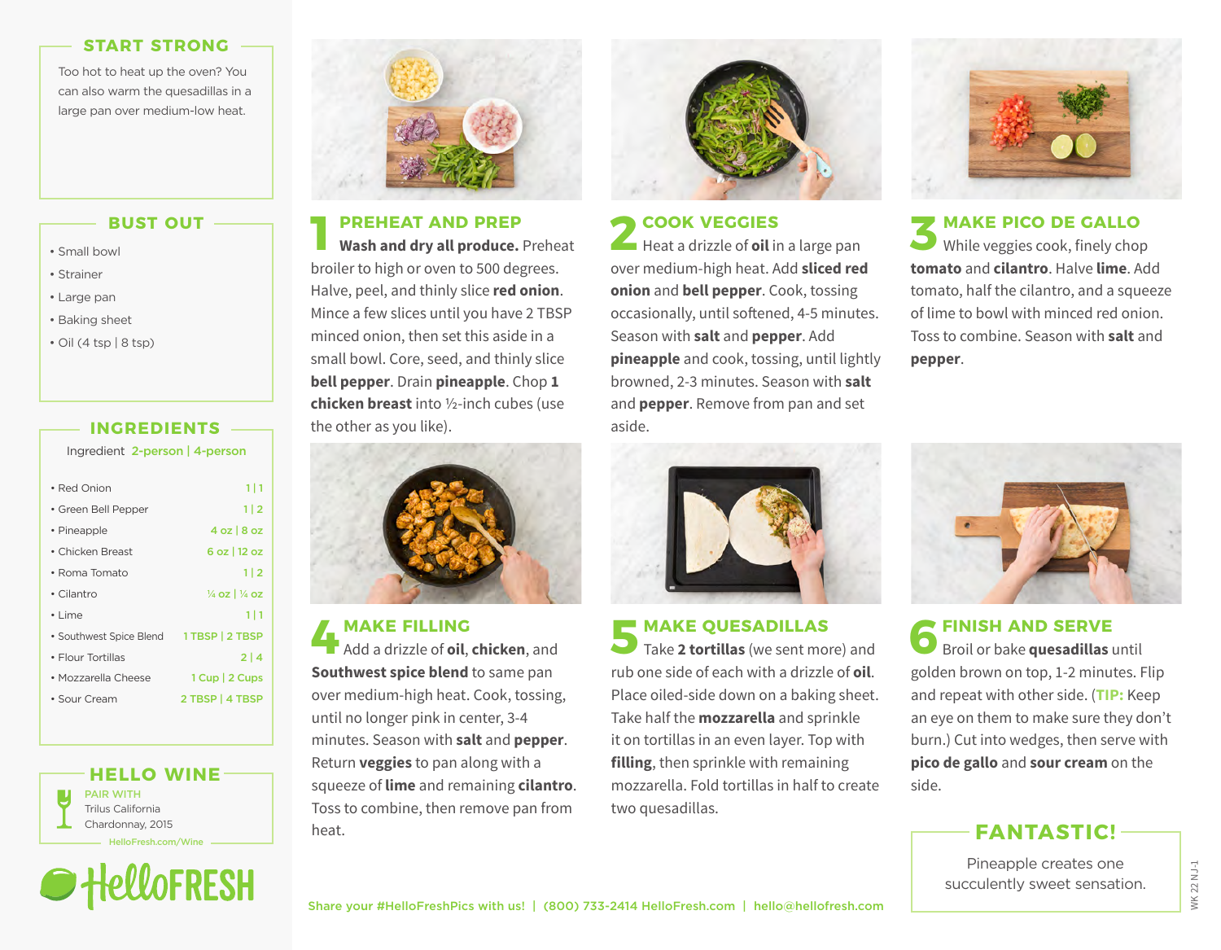## START STRONG

Too hot to heat up the oven? You can also warm the quesadillas in a large pan over medium-low heat.

## BUST OUT

- Small bowl
- Strainer
- Large pan
- Baking sheet
- Oil (4 tsp | 8 tsp)

## INGREDIENTS

| Ingredient | 2-person \| 4-person |
|---|---|
| Red Onion | 1 \| 1 |
| Green Bell Pepper | 1 \| 2 |
| Pineapple | 4 oz \| 8 oz |
| Chicken Breast | 6 oz \| 12 oz |
| Roma Tomato | 1 \| 2 |
| Cilantro | ¼ oz \| ¼ oz |
| Lime | 1 \| 1 |
| Southwest Spice Blend | 1 TBSP \| 2 TBSP |
| Flour Tortillas | 2 \| 4 |
| Mozzarella Cheese | 1 Cup \| 2 Cups |
| Sour Cream | 2 TBSP \| 4 TBSP |

## HELLO WINE

PAIR WITH
Trilus California Chardonnay, 2015

HelloFresh.com/Wine

HelloFRESH

## 1 PREHEAT AND PREP

**Wash and dry all produce.** Preheat broiler to high or oven to 500 degrees. Halve, peel, and thinly slice **red onion**. Mince a few slices until you have 2 TBSP minced onion, then set this aside in a small bowl. Core, seed, and thinly slice **bell pepper**. Drain **pineapple**. Chop **1 chicken breast** into ½-inch cubes (use the other as you like).

## 2 COOK VEGGIES

Heat a drizzle of **oil** in a large pan over medium-high heat. Add **sliced red onion** and **bell pepper**. Cook, tossing occasionally, until softened, 4-5 minutes. Season with **salt** and **pepper**. Add **pineapple** and cook, tossing, until lightly browned, 2-3 minutes. Season with **salt** and **pepper**. Remove from pan and set aside.

## 3 MAKE PICO DE GALLO

While veggies cook, finely chop **tomato** and **cilantro**. Halve **lime**. Add tomato, half the cilantro, and a squeeze of lime to bowl with minced red onion. Toss to combine. Season with **salt** and **pepper**.

## 4 MAKE FILLING

Add a drizzle of **oil**, **chicken**, and **Southwest spice blend** to same pan over medium-high heat. Cook, tossing, until no longer pink in center, 3-4 minutes. Season with **salt** and **pepper**. Return **veggies** to pan along with a squeeze of **lime** and remaining **cilantro**. Toss to combine, then remove pan from heat.

## 5 MAKE QUESADILLAS

Take **2 tortillas** (we sent more) and rub one side of each with a drizzle of **oil**. Place oiled-side down on a baking sheet. Take half the **mozzarella** and sprinkle it on tortillas in an even layer. Top with **filling**, then sprinkle with remaining mozzarella. Fold tortillas in half to create two quesadillas.

## 6 FINISH AND SERVE

Broil or bake **quesadillas** until golden brown on top, 1-2 minutes. Flip and repeat with other side. (**TIP:** Keep an eye on them to make sure they don't burn.) Cut into wedges, then serve with **pico de gallo** and **sour cream** on the side.

## FANTASTIC!

Pineapple creates one succulently sweet sensation.

Share your #HelloFreshPics with us! | (800) 733-2414 HelloFresh.com | hello@hellofresh.com

WK 22 NJ-1